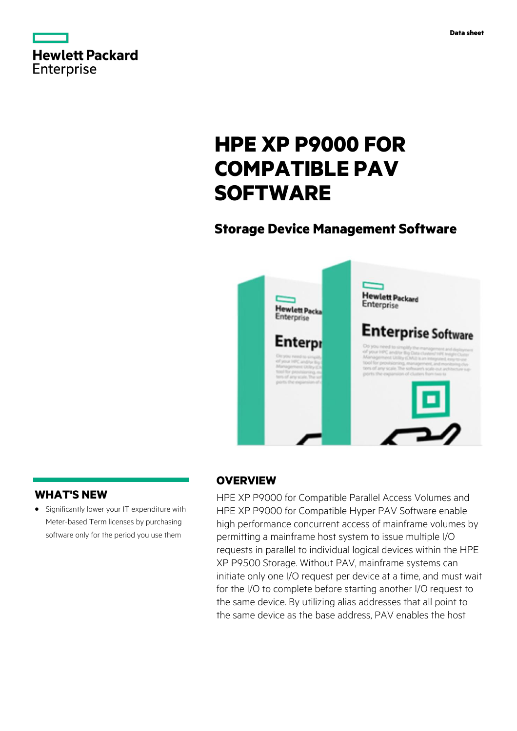Data sheet

# HPE XP P9000 FOR COMPATIBLE PAV SOFTWARE

## Storage Device Management Software

## WHAT'S NEW

- Significantly lower your IT expenditure with Meter-based Term licenses by purchasing software only for the period you use them

## OVERVIEW

HPE XP P9000 for Compatible Parallel Access Volumes and HPE XP P9000 for Compatible Hyper PAV Software enable high performance concurrent access of mainframe volumes by permitting a mainframe host system to issue multiple I/O requests in parallel to individual logical devices within the HPE XP P9500 Storage. Without PAV, mainframe systems can initiate only one I/O request per device at a time, and must wait for the I/O to complete before starting another I/O request to the same device. By utilizing alias addresses that all point to the same device as the base address, PAV enables the host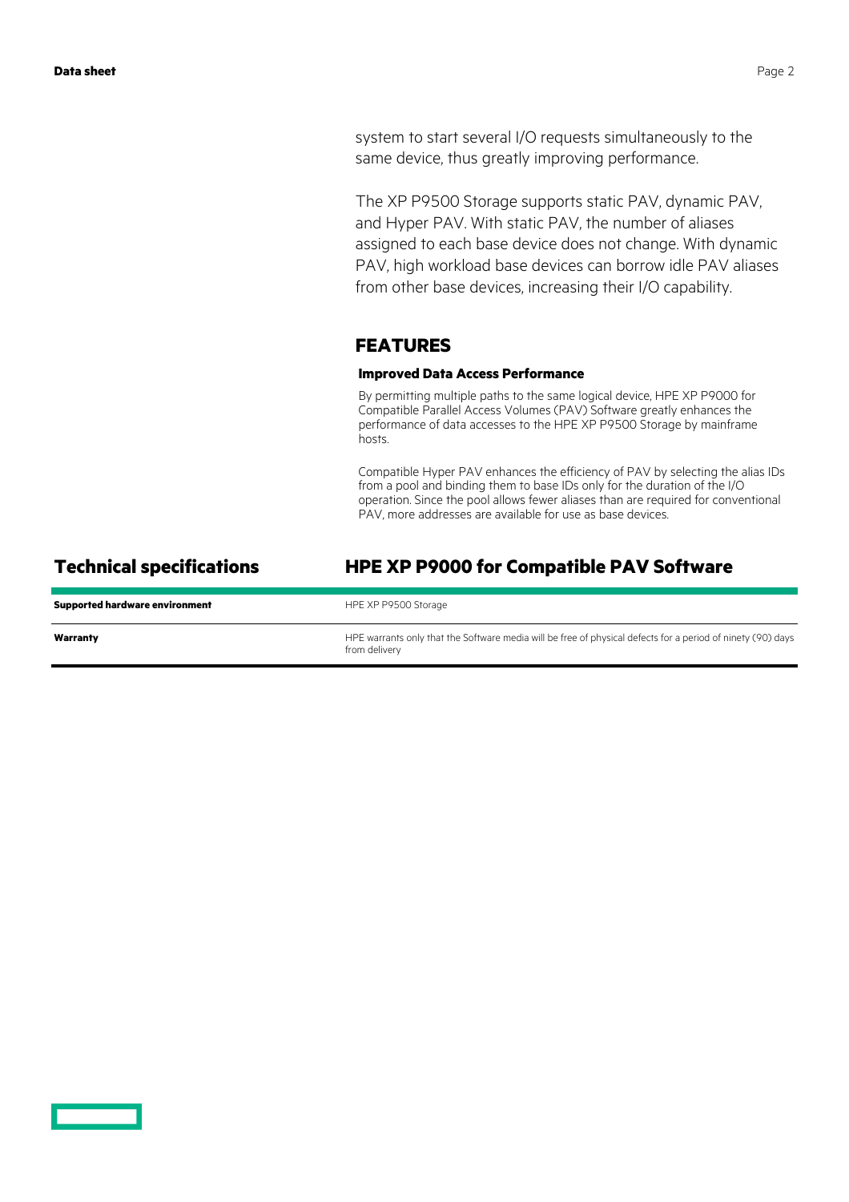system to start several I/O requests simultaneously to the same device, thus greatly improving performance.

The XP P9500 Storage supports static PAV, dynamic PAV, and Hyper PAV. With static PAV, the number of aliases assigned to each base device does not change. With dynamic PAV, high workload base devices can borrow idle PAV aliases from other base devices, increasing their I/O capability.

## FEATURES

**Improved Data Access Performance**

By permitting multiple paths to the same logical device, HPE XP P9000 for Compatible Parallel Access Volumes (PAV) Software greatly enhances the performance of data accesses to the HPE XP P9500 Storage by mainframe hosts.

Compatible Hyper PAV enhances the efficiency of PAV by selecting the alias IDs from a pool and binding them to base IDs only for the duration of the I/O operation. Since the pool allows fewer aliases than are required for conventional PAV, more addresses are available for use as base devices.

## Technical specifications

## HPE XP P9000 for Compatible PAV Software

| | |
|---|---|
| **Supported hardware environment** | HPE XP P9500 Storage |
| **Warranty** | HPE warrants only that the Software media will be free of physical defects for a period of ninety (90) days from delivery |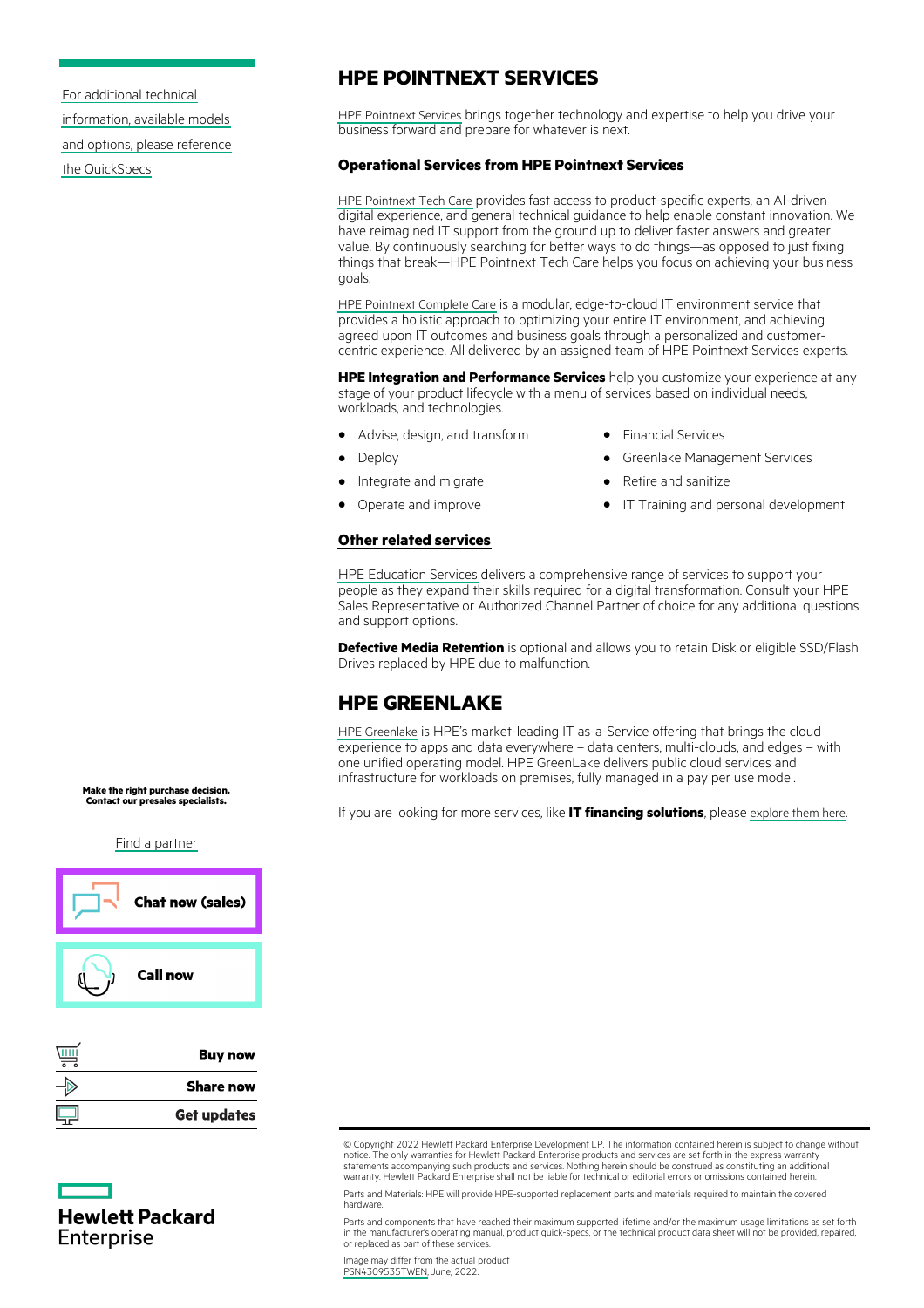For additional technical information, available models and options, please reference the QuickSpecs

## HPE POINTNEXT SERVICES

HPE Pointnext Services brings together technology and expertise to help you drive your business forward and prepare for whatever is next.

### Operational Services from HPE Pointnext Services

HPE Pointnext Tech Care provides fast access to product-specific experts, an AI-driven digital experience, and general technical guidance to help enable constant innovation. We have reimagined IT support from the ground up to deliver faster answers and greater value. By continuously searching for better ways to do things—as opposed to just fixing things that break—HPE Pointnext Tech Care helps you focus on achieving your business goals.

HPE Pointnext Complete Care is a modular, edge-to-cloud IT environment service that provides a holistic approach to optimizing your entire IT environment, and achieving agreed upon IT outcomes and business goals through a personalized and customer-centric experience. All delivered by an assigned team of HPE Pointnext Services experts.

**HPE Integration and Performance Services** help you customize your experience at any stage of your product lifecycle with a menu of services based on individual needs, workloads, and technologies.

- Advise, design, and transform
- Deploy
- Integrate and migrate
- Operate and improve
- Financial Services
- Greenlake Management Services
- Retire and sanitize
- IT Training and personal development

### Other related services

HPE Education Services delivers a comprehensive range of services to support your people as they expand their skills required for a digital transformation. Consult your HPE Sales Representative or Authorized Channel Partner of choice for any additional questions and support options.

**Defective Media Retention** is optional and allows you to retain Disk or eligible SSD/Flash Drives replaced by HPE due to malfunction.

## HPE GREENLAKE

HPE Greenlake is HPE's market-leading IT as-a-Service offering that brings the cloud experience to apps and data everywhere – data centers, multi-clouds, and edges – with one unified operating model. HPE GreenLake delivers public cloud services and infrastructure for workloads on premises, fully managed in a pay per use model.

If you are looking for more services, like **IT financing solutions**, please explore them here.

**Make the right purchase decision. Contact our presales specialists.**

Find a partner

Chat now (sales)

Call now

Buy now

Share now

Get updates

© Copyright 2022 Hewlett Packard Enterprise Development LP. The information contained herein is subject to change without notice. The only warranties for Hewlett Packard Enterprise products and services are set forth in the express warranty statements accompanying such products and services. Nothing herein should be construed as constituting an additional warranty. Hewlett Packard Enterprise shall not be liable for technical or editorial errors or omissions contained herein.

Parts and Materials: HPE will provide HPE-supported replacement parts and materials required to maintain the covered hardware.

Parts and components that have reached their maximum supported lifetime and/or the maximum usage limitations as set forth in the manufacturer's operating manual, product quick-specs, or the technical product data sheet will not be provided, repaired, or replaced as part of these services.

Image may differ from the actual product

PSN4309535TWEN, June, 2022.

Hewlett Packard Enterprise